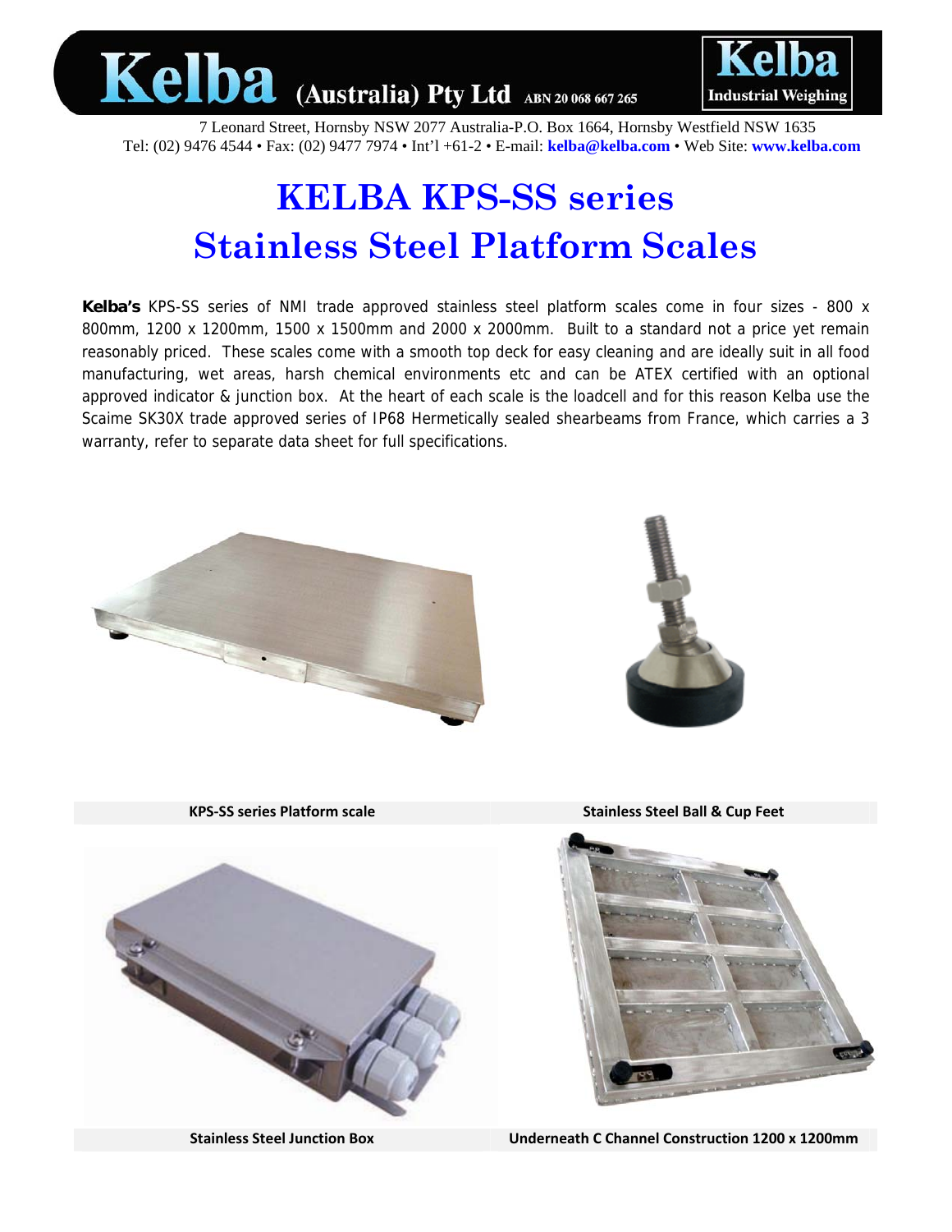# Kelba (Australia) Pty Ltd ABN 20 068 667 265

Kelba Industrial Weighing

7 Leonard Street, Hornsby NSW 2077 Australia-P.O. Box 1664, Hornsby Westfield NSW 1635
Tel: (02) 9476 4544 • Fax: (02) 9477 7974 • Int'l +61-2 • E-mail: **kelba@kelba.com** • Web Site: **www.kelba.com**

# KELBA KPS-SS series
# Stainless Steel Platform Scales

**Kelba's** KPS-SS series of NMI trade approved stainless steel platform scales come in four sizes - 800 x 800mm, 1200 x 1200mm, 1500 x 1500mm and 2000 x 2000mm. Built to a standard not a price yet remain reasonably priced. These scales come with a smooth top deck for easy cleaning and are ideally suit in all food manufacturing, wet areas, harsh chemical environments etc and can be ATEX certified with an optional approved indicator & junction box. At the heart of each scale is the loadcell and for this reason Kelba use the Scaime SK30X trade approved series of IP68 Hermetically sealed shearbeams from France, which carries a 3 warranty, refer to separate data sheet for full specifications.

**KPS-SS series Platform scale**

**Stainless Steel Ball & Cup Feet**

**Stainless Steel Junction Box**

**Underneath C Channel Construction 1200 x 1200mm**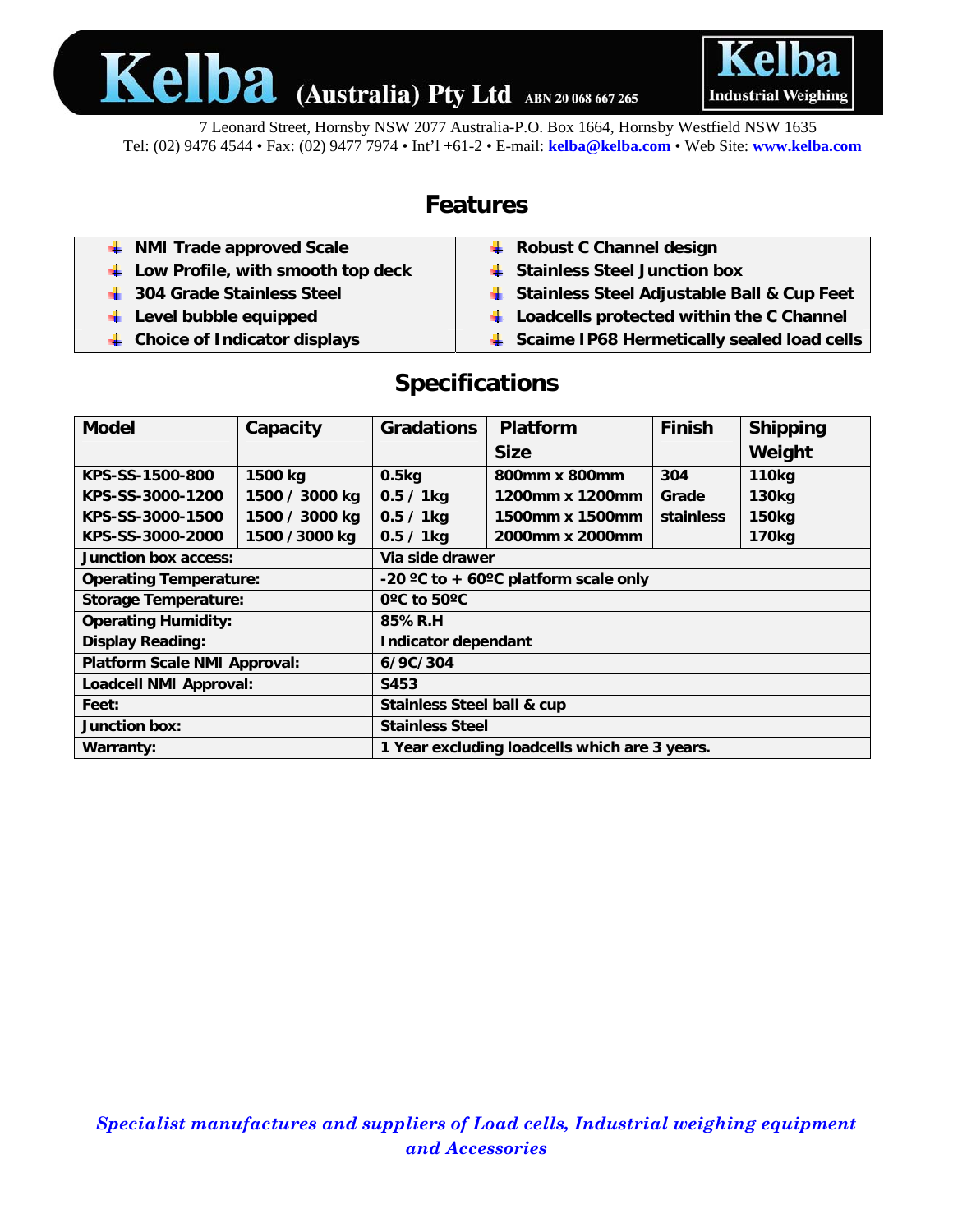# Kelba (Australia) Pty Ltd ABN 20 068 667 265

**Kelba Industrial Weighing**

7 Leonard Street, Hornsby NSW 2077 Australia-P.O. Box 1664, Hornsby Westfield NSW 1635
Tel: (02) 9476 4544 • Fax: (02) 9477 7974 • Int'l +61-2 • E-mail: **kelba@kelba.com** • Web Site: **www.kelba.com**

## Features

| | |
|---|---|
| NMI Trade approved Scale | Robust C Channel design |
| Low Profile, with smooth top deck | Stainless Steel Junction box |
| 304 Grade Stainless Steel | Stainless Steel Adjustable Ball & Cup Feet |
| Level bubble equipped | Loadcells protected within the C Channel |
| Choice of Indicator displays | Scaime IP68 Hermetically sealed load cells |

## Specifications

| Model | Capacity | Gradations | Platform Size | Finish | Shipping Weight |
|---|---|---|---|---|---|
| KPS-SS-1500-800 | 1500 kg | 0.5kg | 800mm x 800mm | 304 | 110kg |
| KPS-SS-3000-1200 | 1500 / 3000 kg | 0.5 / 1kg | 1200mm x 1200mm | Grade | 130kg |
| KPS-SS-3000-1500 | 1500 / 3000 kg | 0.5 / 1kg | 1500mm x 1500mm | stainless | 150kg |
| KPS-SS-3000-2000 | 1500 /3000 kg | 0.5 / 1kg | 2000mm x 2000mm | | 170kg |

| | |
|---|---|
| Junction box access: | Via side drawer |
| Operating Temperature: | -20 ºC to + 60ºC platform scale only |
| Storage Temperature: | 0ºC to 50ºC |
| Operating Humidity: | 85% R.H |
| Display Reading: | Indicator dependant |
| Platform Scale NMI Approval: | 6/9C/304 |
| Loadcell NMI Approval: | S453 |
| Feet: | Stainless Steel ball & cup |
| Junction box: | Stainless Steel |
| Warranty: | 1 Year excluding loadcells which are 3 years. |

*Specialist manufactures and suppliers of Load cells, Industrial weighing equipment and Accessories*